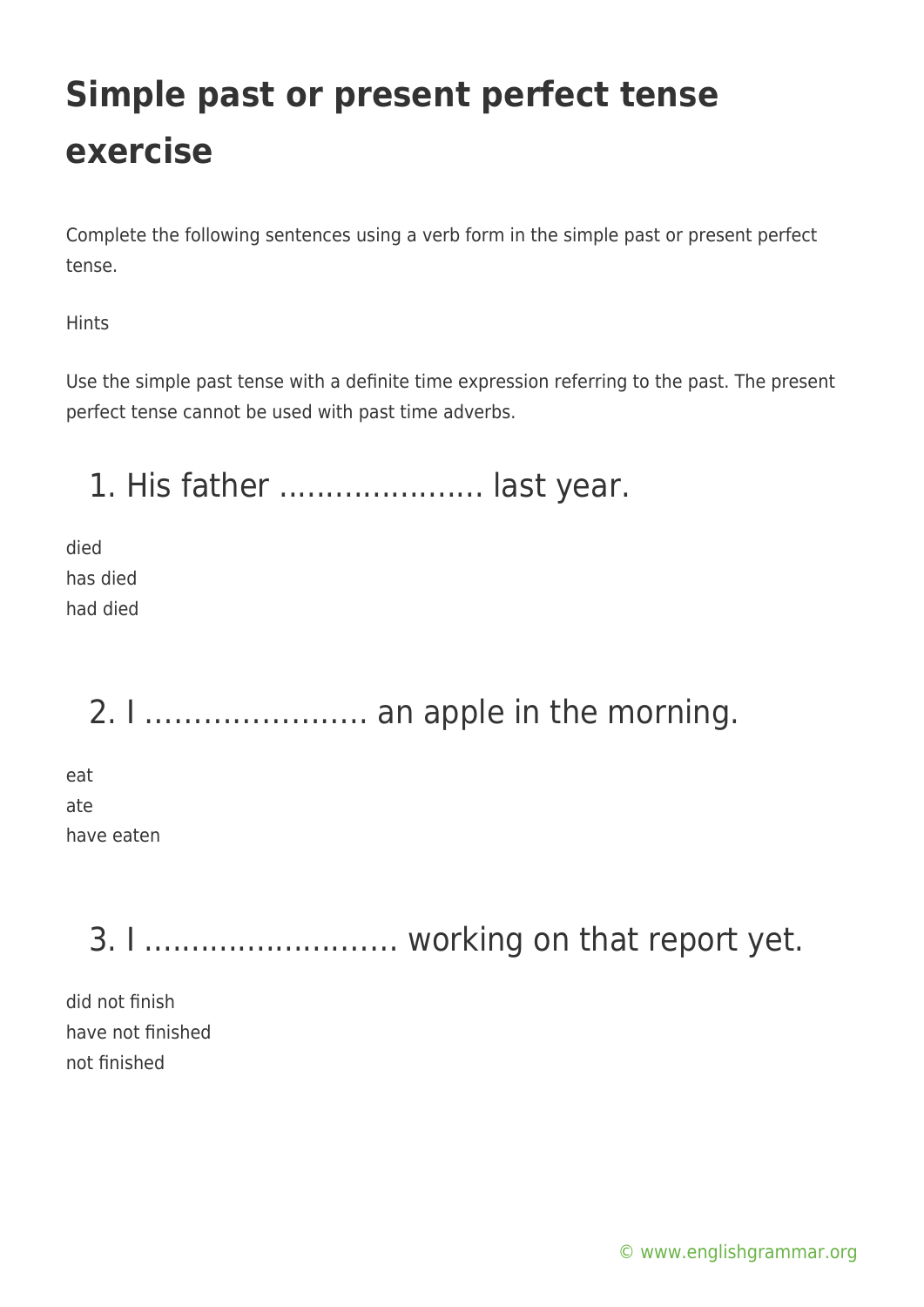# Simple past or present perfect tense exercise

Complete the following sentences using a verb form in the simple past or present perfect tense.

Hints

Use the simple past tense with a definite time expression referring to the past. The present perfect tense cannot be used with past time adverbs.

## 1. His father ...................... last year.

died
has died
had died

## 2. I …………………… an apple in the morning.

eat
ate
have eaten

## 3. I ……………………… working on that report yet.

did not finish
have not finished
not finished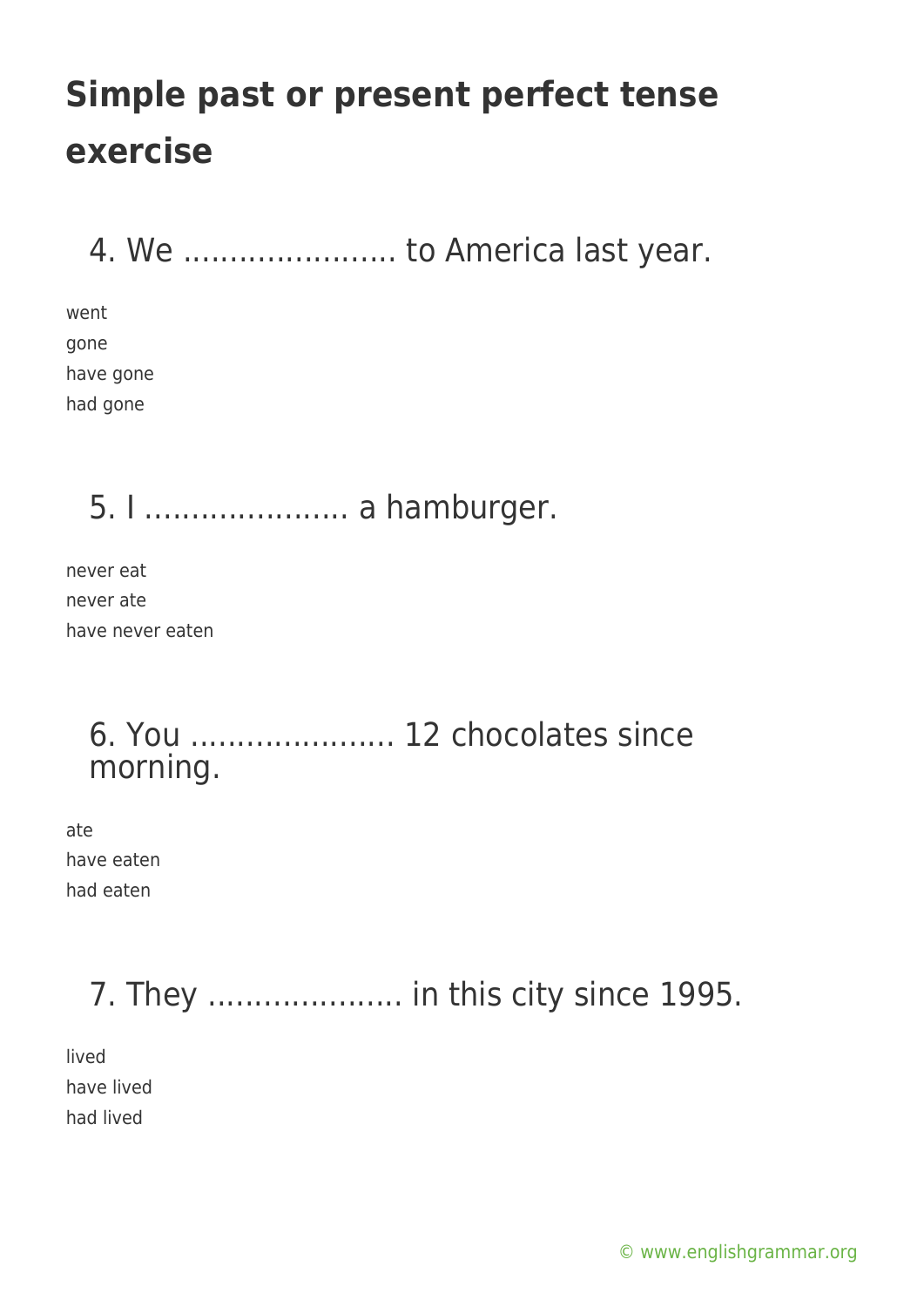# Simple past or present perfect tense exercise

## 4. We ....................... to America last year.

went
gone
have gone
had gone

## 5. I ...................... a hamburger.

never eat
never ate
have never eaten

## 6. You ...................... 12 chocolates since morning.

ate
have eaten
had eaten

## 7. They ..................... in this city since 1995.

lived
have lived
had lived

© www.englishgrammar.org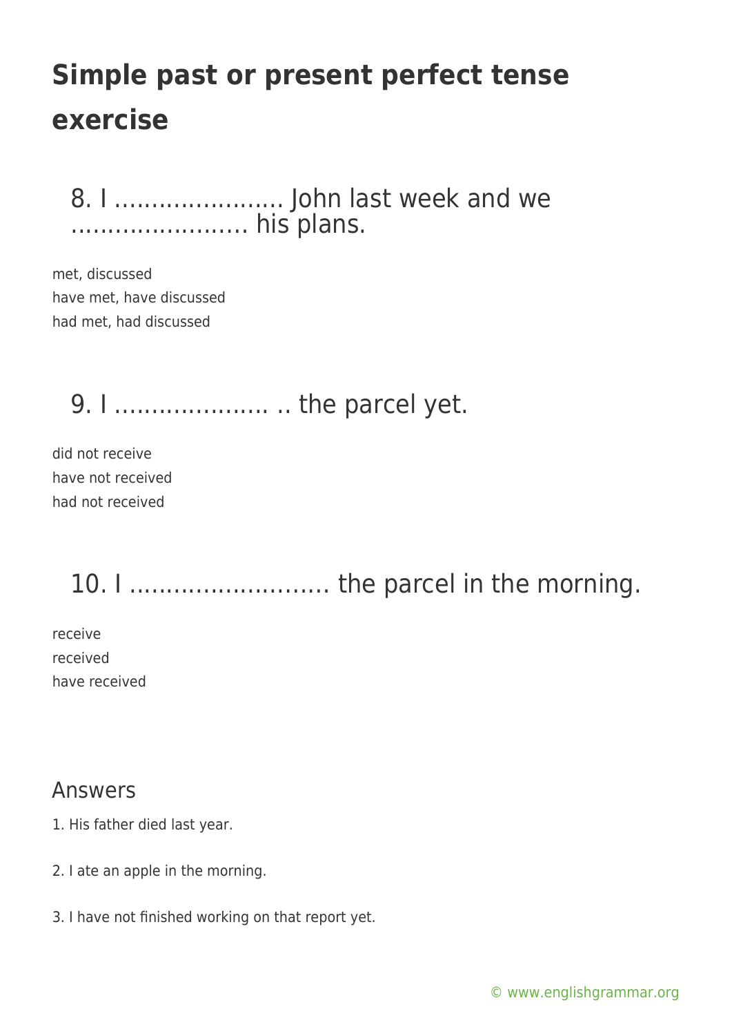# Simple past or present perfect tense exercise

## 8. I ....................... John last week and we ........................ his plans.

met, discussed
have met, have discussed
had met, had discussed

## 9. I ..................... .. the parcel yet.

did not receive
have not received
had not received

## 10. I ........................... the parcel in the morning.

receive
received
have received

## Answers

1. His father died last year.

2. I ate an apple in the morning.

3. I have not finished working on that report yet.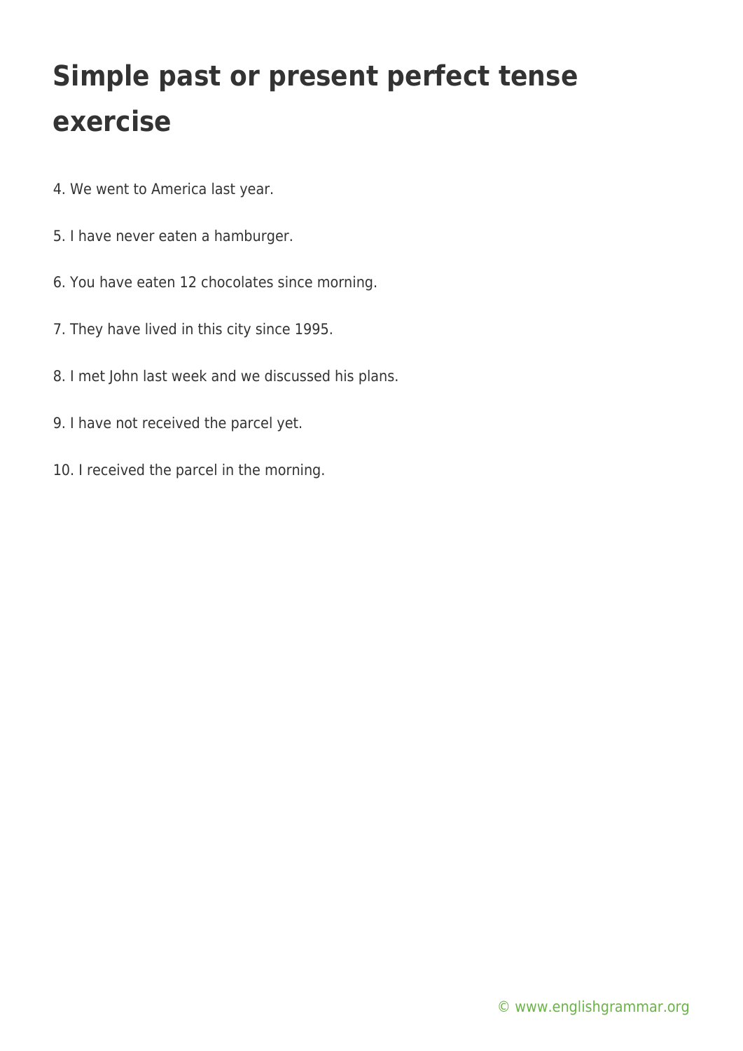# Simple past or present perfect tense exercise

4. We went to America last year.

5. I have never eaten a hamburger.

6. You have eaten 12 chocolates since morning.

7. They have lived in this city since 1995.

8. I met John last week and we discussed his plans.

9. I have not received the parcel yet.

10. I received the parcel in the morning.